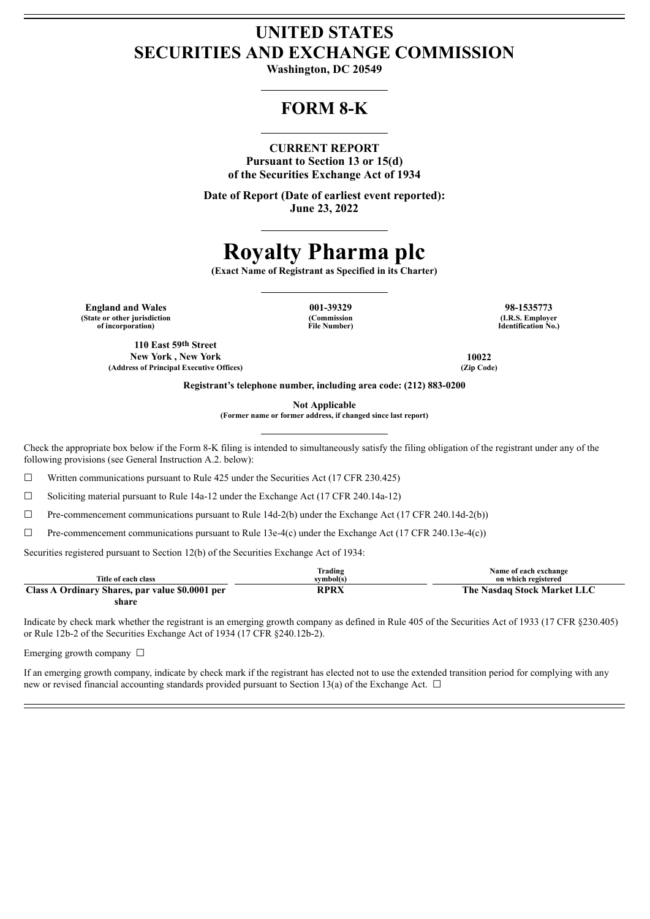# UNITED STATES
# SECURITIES AND EXCHANGE COMMISSION

**Washington, DC 20549**

## FORM 8-K

**CURRENT REPORT**
**Pursuant to Section 13 or 15(d)**
**of the Securities Exchange Act of 1934**

**Date of Report (Date of earliest event reported):**
**June 23, 2022**

# Royalty Pharma plc

**(Exact Name of Registrant as Specified in its Charter)**

| England and Wales | 001-39329 | 98-1535773 |
|---|---|---|
| (State or other jurisdiction of incorporation) | (Commission File Number) | (I.R.S. Employer Identification No.) |

| 110 East 59th Street New York , New York | 10022 |
|---|---|
| (Address of Principal Executive Offices) | (Zip Code) |

**Registrant's telephone number, including area code: (212) 883-0200**

**Not Applicable**
**(Former name or former address, if changed since last report)**

Check the appropriate box below if the Form 8-K filing is intended to simultaneously satisfy the filing obligation of the registrant under any of the following provisions (see General Instruction A.2. below):

☐ Written communications pursuant to Rule 425 under the Securities Act (17 CFR 230.425)

☐ Soliciting material pursuant to Rule 14a-12 under the Exchange Act (17 CFR 240.14a-12)

☐ Pre-commencement communications pursuant to Rule 14d-2(b) under the Exchange Act (17 CFR 240.14d-2(b))

☐ Pre-commencement communications pursuant to Rule 13e-4(c) under the Exchange Act (17 CFR 240.13e-4(c))

Securities registered pursuant to Section 12(b) of the Securities Exchange Act of 1934:

| Title of each class | Trading symbol(s) | Name of each exchange on which registered |
|---|---|---|
| Class A Ordinary Shares, par value $0.0001 per share | RPRX | The Nasdaq Stock Market LLC |

Indicate by check mark whether the registrant is an emerging growth company as defined in Rule 405 of the Securities Act of 1933 (17 CFR §230.405) or Rule 12b-2 of the Securities Exchange Act of 1934 (17 CFR §240.12b-2).

Emerging growth company ☐

If an emerging growth company, indicate by check mark if the registrant has elected not to use the extended transition period for complying with any new or revised financial accounting standards provided pursuant to Section 13(a) of the Exchange Act. ☐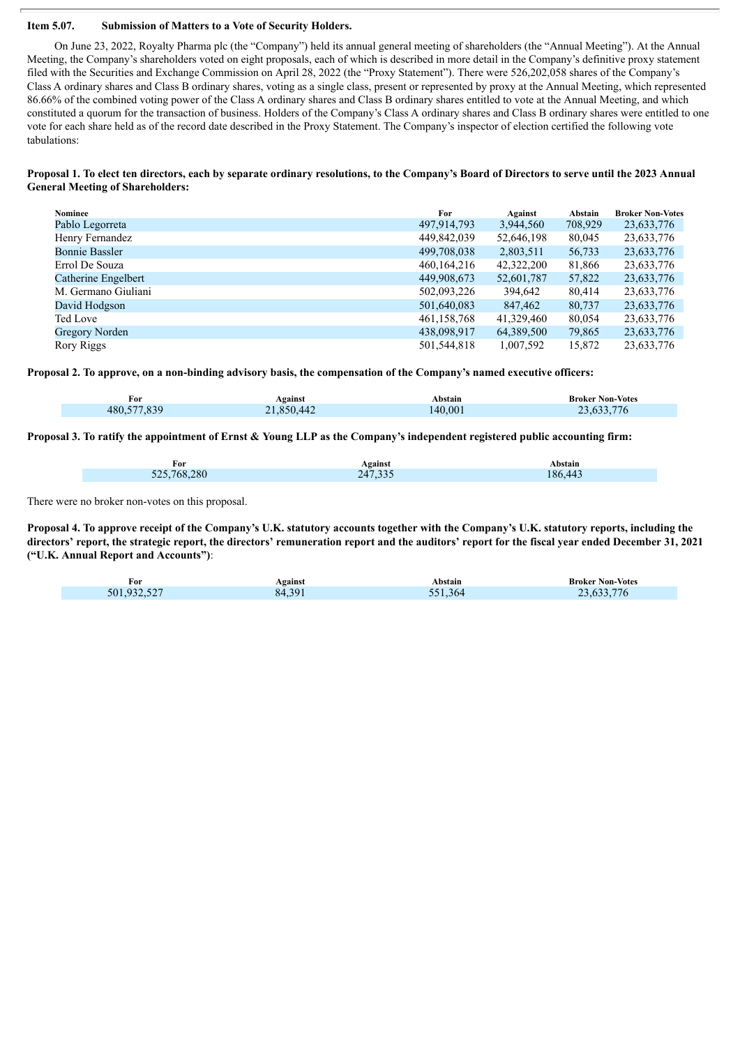**Item 5.07. Submission of Matters to a Vote of Security Holders.**

On June 23, 2022, Royalty Pharma plc (the "Company") held its annual general meeting of shareholders (the "Annual Meeting"). At the Annual Meeting, the Company's shareholders voted on eight proposals, each of which is described in more detail in the Company's definitive proxy statement filed with the Securities and Exchange Commission on April 28, 2022 (the "Proxy Statement"). There were 526,202,058 shares of the Company's Class A ordinary shares and Class B ordinary shares, voting as a single class, present or represented by proxy at the Annual Meeting, which represented 86.66% of the combined voting power of the Class A ordinary shares and Class B ordinary shares entitled to vote at the Annual Meeting, and which constituted a quorum for the transaction of business. Holders of the Company's Class A ordinary shares and Class B ordinary shares were entitled to one vote for each share held as of the record date described in the Proxy Statement. The Company's inspector of election certified the following vote tabulations:

**Proposal 1. To elect ten directors, each by separate ordinary resolutions, to the Company's Board of Directors to serve until the 2023 Annual General Meeting of Shareholders:**

| Nominee | For | Against | Abstain | Broker Non-Votes |
|---|---|---|---|---|
| Pablo Legorreta | 497,914,793 | 3,944,560 | 708,929 | 23,633,776 |
| Henry Fernandez | 449,842,039 | 52,646,198 | 80,045 | 23,633,776 |
| Bonnie Bassler | 499,708,038 | 2,803,511 | 56,733 | 23,633,776 |
| Errol De Souza | 460,164,216 | 42,322,200 | 81,866 | 23,633,776 |
| Catherine Engelbert | 449,908,673 | 52,601,787 | 57,822 | 23,633,776 |
| M. Germano Giuliani | 502,093,226 | 394,642 | 80,414 | 23,633,776 |
| David Hodgson | 501,640,083 | 847,462 | 80,737 | 23,633,776 |
| Ted Love | 461,158,768 | 41,329,460 | 80,054 | 23,633,776 |
| Gregory Norden | 438,098,917 | 64,389,500 | 79,865 | 23,633,776 |
| Rory Riggs | 501,544,818 | 1,007,592 | 15,872 | 23,633,776 |

**Proposal 2. To approve, on a non-binding advisory basis, the compensation of the Company's named executive officers:**

| For | Against | Abstain | Broker Non-Votes |
|---|---|---|---|
| 480,577,839 | 21,850,442 | 140,001 | 23,633,776 |

**Proposal 3. To ratify the appointment of Ernst & Young LLP as the Company's independent registered public accounting firm:**

| For | Against | Abstain |
|---|---|---|
| 525,768,280 | 247,335 | 186,443 |

There were no broker non-votes on this proposal.

**Proposal 4. To approve receipt of the Company's U.K. statutory accounts together with the Company's U.K. statutory reports, including the directors' report, the strategic report, the directors' remuneration report and the auditors' report for the fiscal year ended December 31, 2021 ("U.K. Annual Report and Accounts")**:

| For | Against | Abstain | Broker Non-Votes |
|---|---|---|---|
| 501,932,527 | 84,391 | 551,364 | 23,633,776 |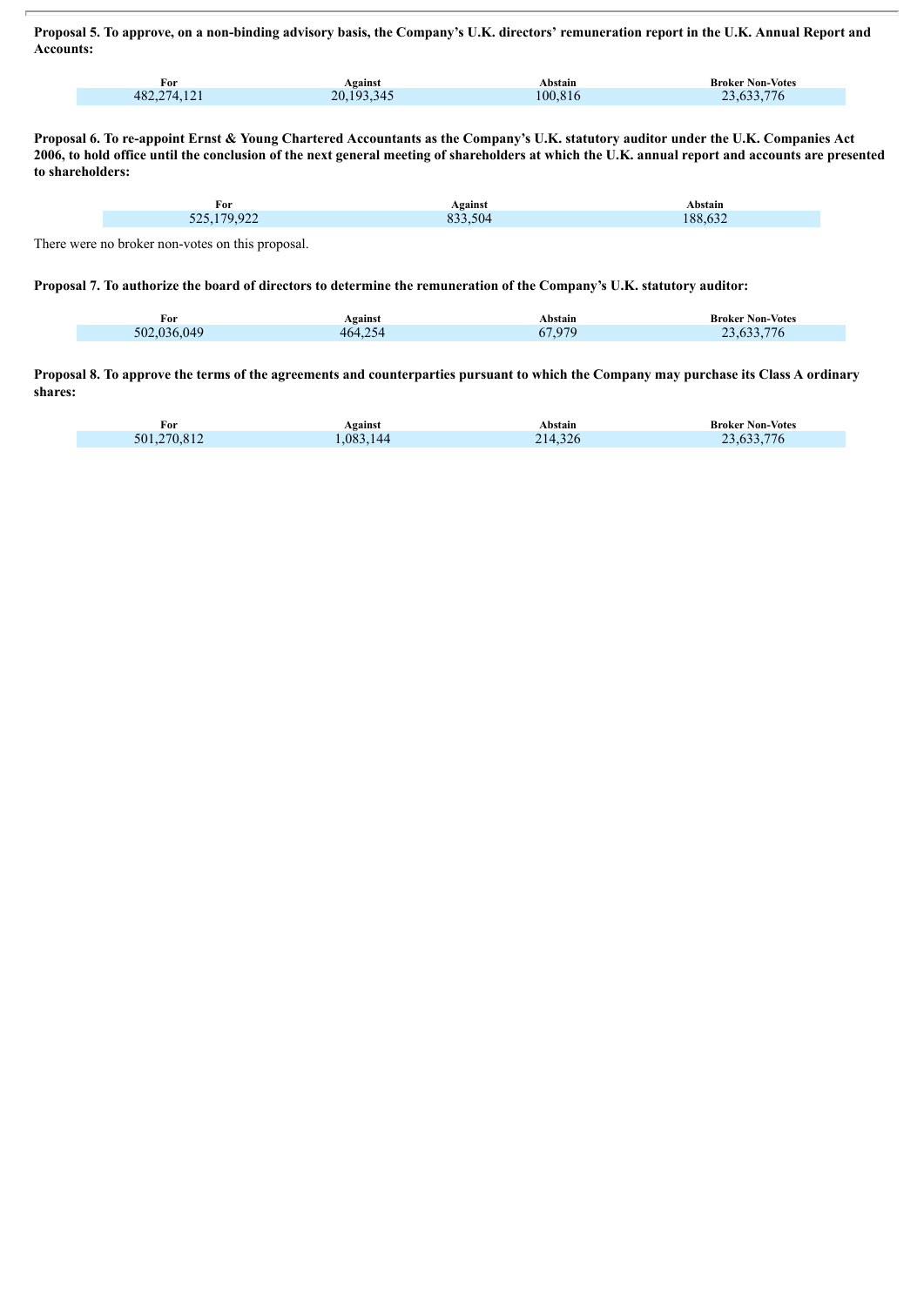**Proposal 5. To approve, on a non-binding advisory basis, the Company's U.K. directors' remuneration report in the U.K. Annual Report and Accounts:**

| For | Against | Abstain | Broker Non-Votes |
| --- | --- | --- | --- |
| 482,274,121 | 20,193,345 | 100,816 | 23,633,776 |

**Proposal 6. To re-appoint Ernst & Young Chartered Accountants as the Company's U.K. statutory auditor under the U.K. Companies Act 2006, to hold office until the conclusion of the next general meeting of shareholders at which the U.K. annual report and accounts are presented to shareholders:**

| For | Against | Abstain |
| --- | --- | --- |
| 525,179,922 | 833,504 | 188,632 |

There were no broker non-votes on this proposal.

**Proposal 7. To authorize the board of directors to determine the remuneration of the Company's U.K. statutory auditor:**

| For | Against | Abstain | Broker Non-Votes |
| --- | --- | --- | --- |
| 502,036,049 | 464,254 | 67,979 | 23,633,776 |

**Proposal 8. To approve the terms of the agreements and counterparties pursuant to which the Company may purchase its Class A ordinary shares:**

| For | Against | Abstain | Broker Non-Votes |
| --- | --- | --- | --- |
| 501,270,812 | 1,083,144 | 214,326 | 23,633,776 |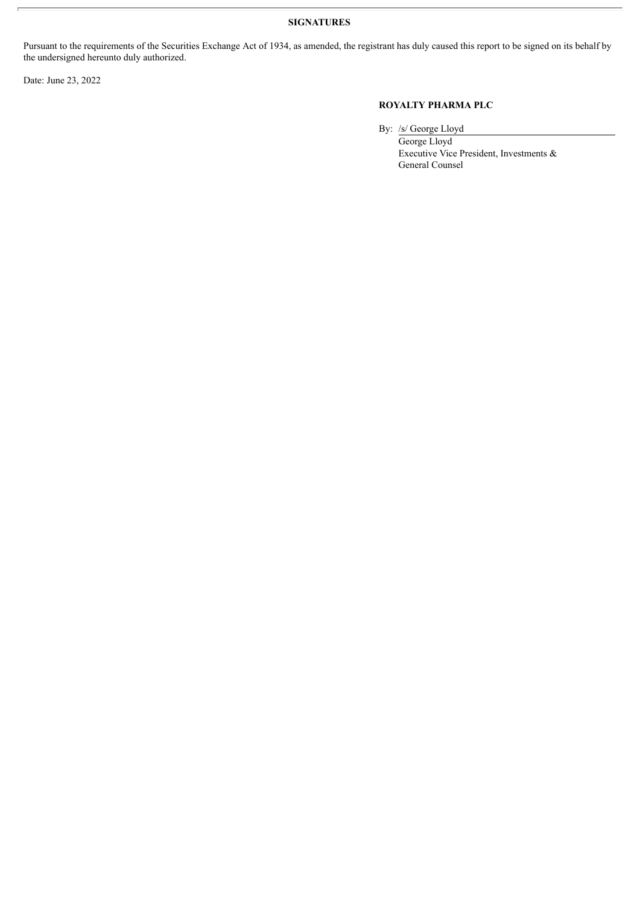**SIGNATURES**

Pursuant to the requirements of the Securities Exchange Act of 1934, as amended, the registrant has duly caused this report to be signed on its behalf by the undersigned hereunto duly authorized.

Date: June 23, 2022

**ROYALTY PHARMA PLC**

By: /s/ George Lloyd

George Lloyd
Executive Vice President, Investments &
General Counsel